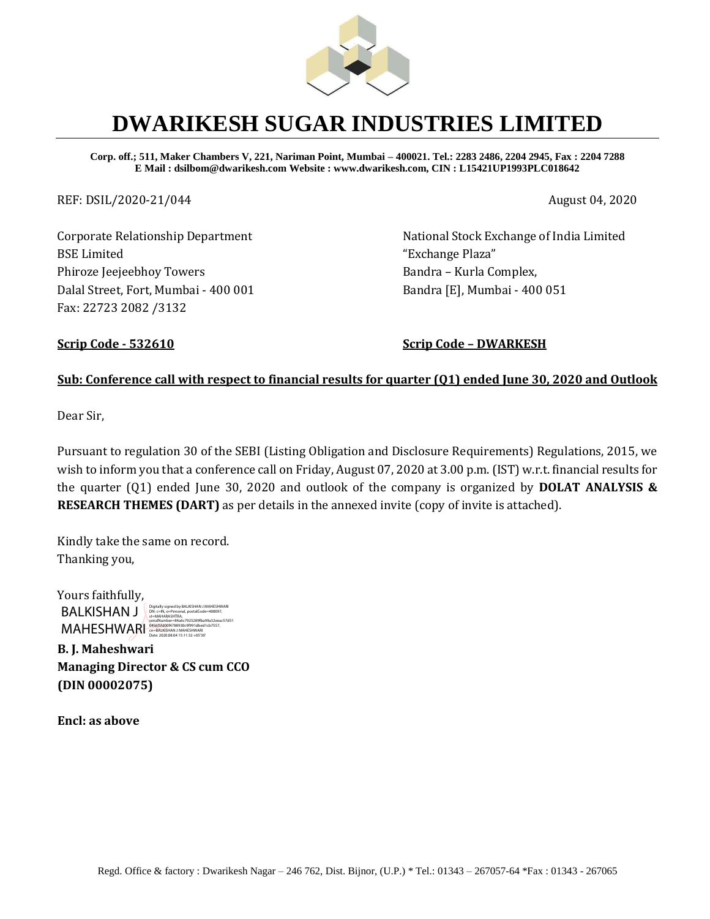# DWARIKESH SUGAR INDUSTRIES LIMITED

**Corp. off.; 511, Maker Chambers V, 221, Nariman Point, Mumbai – 400021. Tel.: 2283 2486, 2204 2945, Fax : 2204 7288**
**E Mail : dsilbom@dwarikesh.com Website : www.dwarikesh.com, CIN : L15421UP1993PLC018642**

REF: DSIL/2020-21/044

August 04, 2020

Corporate Relationship Department
BSE Limited
Phiroze Jeejeebhoy Towers
Dalal Street, Fort, Mumbai - 400 001
Fax: 22723 2082 /3132

National Stock Exchange of India Limited
"Exchange Plaza"
Bandra – Kurla Complex,
Bandra [E], Mumbai - 400 051

**Scrip Code - 532610**

**Scrip Code – DWARKESH**

**Sub: Conference call with respect to financial results for quarter (Q1) ended June 30, 2020 and Outlook**

Dear Sir,

Pursuant to regulation 30 of the SEBI (Listing Obligation and Disclosure Requirements) Regulations, 2015, we wish to inform you that a conference call on Friday, August 07, 2020 at 3.00 p.m. (IST) w.r.t. financial results for the quarter (Q1) ended June 30, 2020 and outlook of the company is organized by **DOLAT ANALYSIS & RESEARCH THEMES (DART)** as per details in the annexed invite (copy of invite is attached).

Kindly take the same on record.
Thanking you,

Yours faithfully,

BALKISHAN J MAHESHWARI

Digitally signed by BALKISHAN J MAHESHWARI
Date: 2020.08.04 15:11:32 +05'30'

**B. J. Maheshwari**
**Managing Director & CS cum CCO**
**(DIN 00002075)**

**Encl: as above**

Regd. Office & factory : Dwarikesh Nagar – 246 762, Dist. Bijnor, (U.P.) * Tel.: 01343 – 267057-64 *Fax : 01343 - 267065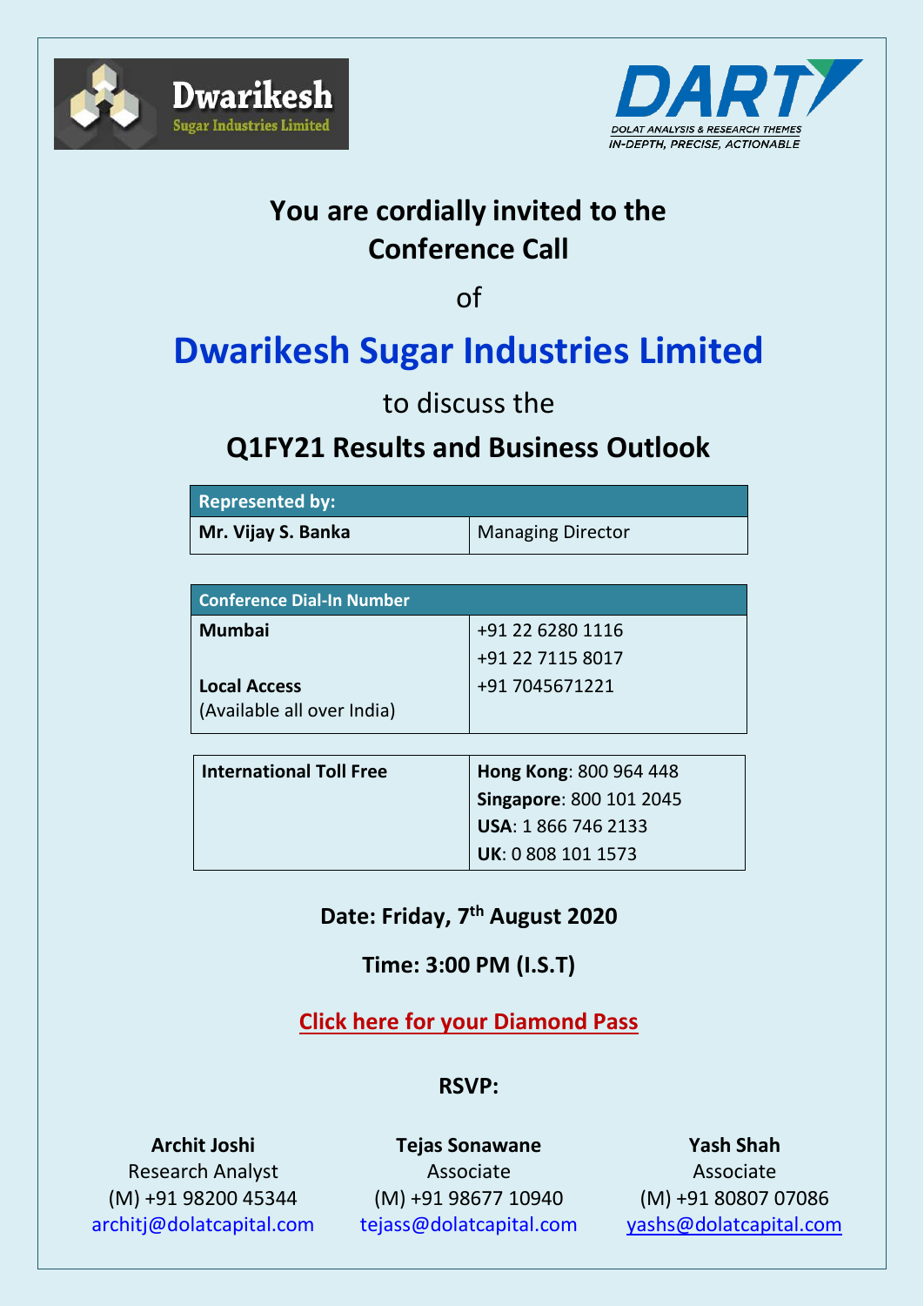Dwarikesh Sugar Industries Limited

DART
DOLAT ANALYSIS & RESEARCH THEMES
IN-DEPTH, PRECISE, ACTIONABLE

## You are cordially invited to the Conference Call

of

# Dwarikesh Sugar Industries Limited

to discuss the

## Q1FY21 Results and Business Outlook

| Represented by: | |
|---|---|
| **Mr. Vijay S. Banka** | Managing Director |

| Conference Dial-In Number | |
|---|---|
| **Mumbai** | +91 22 6280 1116<br>+91 22 7115 8017 |
| **Local Access**<br>(Available all over India) | +91 7045671221 |

| | |
|---|---|
| **International Toll Free** | **Hong Kong**: 800 964 448<br>**Singapore**: 800 101 2045<br>**USA**: 1 866 746 2133<br>**UK**: 0 808 101 1573 |

**Date: Friday, 7th August 2020**

**Time: 3:00 PM (I.S.T)**

**Click here for your Diamond Pass**

**RSVP:**

**Archit Joshi**
Research Analyst
(M) +91 98200 45344
architj@dolatcapital.com

**Tejas Sonawane**
Associate
(M) +91 98677 10940
tejass@dolatcapital.com

**Yash Shah**
Associate
(M) +91 80807 07086
yashs@dolatcapital.com